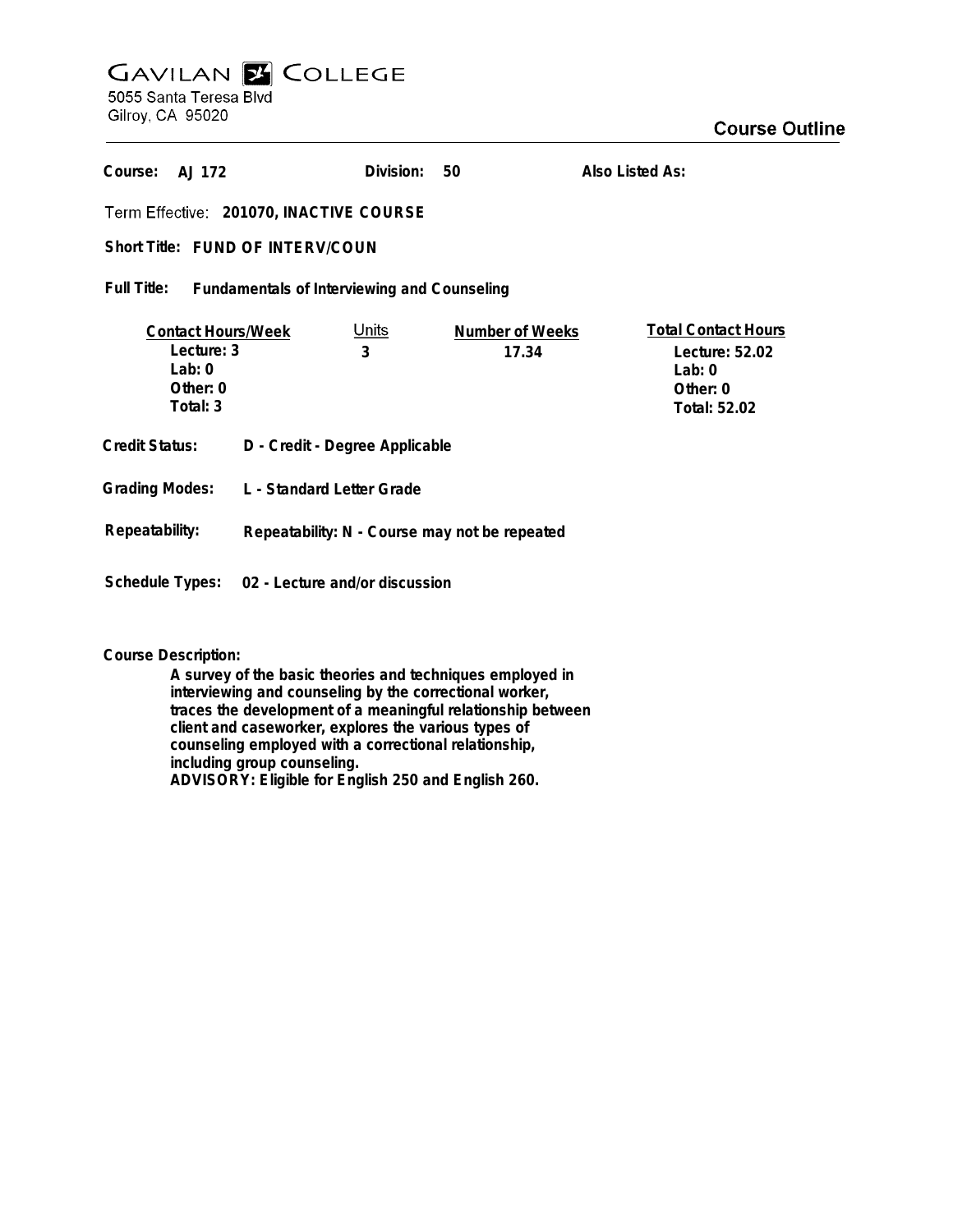# GAVILAN COLLEGE

5055 Santa Teresa Blvd
Gilroy, CA 95020

## Course Outline

**Course:** AJ 172 **Division:** 50 **Also Listed As:**

**Term Effective:** 201070, INACTIVE COURSE

**Short Title:** FUND OF INTERV/COUN

**Full Title:** Fundamentals of Interviewing and Counseling

| Contact Hours/Week | Units | Number of Weeks | Total Contact Hours |
|---|---|---|---|
| Lecture: 3 | 3 | 17.34 | Lecture: 52.02 |
| Lab: 0 | | | Lab: 0 |
| Other: 0 | | | Other: 0 |
| Total: 3 | | | Total: 52.02 |

**Credit Status:** D - Credit - Degree Applicable

**Grading Modes:** L - Standard Letter Grade

**Repeatability:** Repeatability: N - Course may not be repeated

**Schedule Types:** 02 - Lecture and/or discussion

**Course Description:**

A survey of the basic theories and techniques employed in interviewing and counseling by the correctional worker, traces the development of a meaningful relationship between client and caseworker, explores the various types of counseling employed with a correctional relationship, including group counseling.
ADVISORY: Eligible for English 250 and English 260.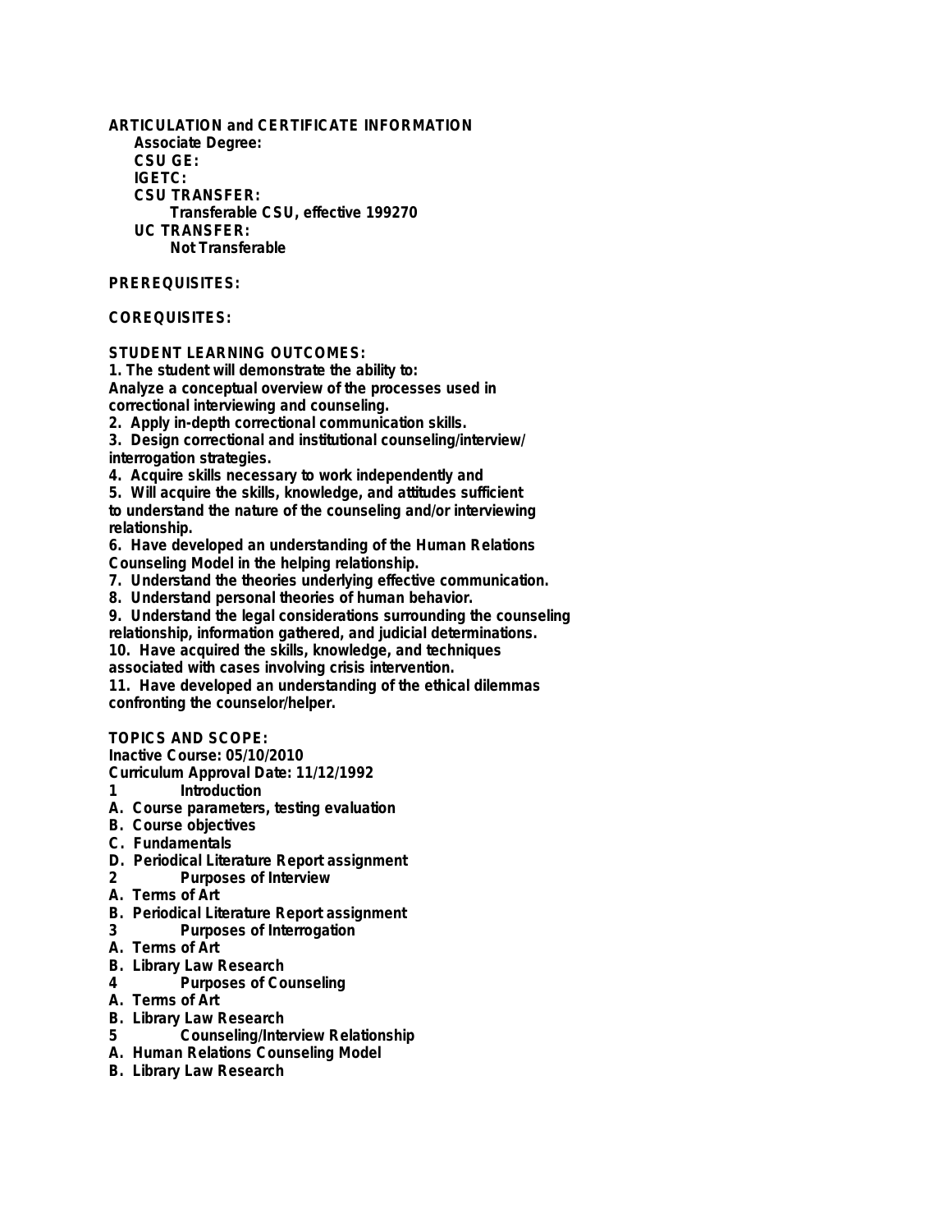**ARTICULATION and CERTIFICATE INFORMATION**

**Associate Degree:**

**CSU GE:**

**IGETC:**

**CSU TRANSFER:**

Transferable CSU, effective 199270

**UC TRANSFER:**

Not Transferable

**PREREQUISITES:**

**COREQUISITES:**

**STUDENT LEARNING OUTCOMES:**

1. The student will demonstrate the ability to:
Analyze a conceptual overview of the processes used in correctional interviewing and counseling.
2. Apply in-depth correctional communication skills.
3. Design correctional and institutional counseling/interview/ interrogation strategies.
4. Acquire skills necessary to work independently and
5. Will acquire the skills, knowledge, and attitudes sufficient to understand the nature of the counseling and/or interviewing relationship.
6. Have developed an understanding of the Human Relations Counseling Model in the helping relationship.
7. Understand the theories underlying effective communication.
8. Understand personal theories of human behavior.
9. Understand the legal considerations surrounding the counseling relationship, information gathered, and judicial determinations.
10. Have acquired the skills, knowledge, and techniques associated with cases involving crisis intervention.
11. Have developed an understanding of the ethical dilemmas confronting the counselor/helper.

**TOPICS AND SCOPE:**

Inactive Course: 05/10/2010

Curriculum Approval Date: 11/12/1992

1 Introduction
A. Course parameters, testing evaluation
B. Course objectives
C. Fundamentals
D. Periodical Literature Report assignment

2 Purposes of Interview
A. Terms of Art
B. Periodical Literature Report assignment

3 Purposes of Interrogation
A. Terms of Art
B. Library Law Research

4 Purposes of Counseling
A. Terms of Art
B. Library Law Research

5 Counseling/Interview Relationship
A. Human Relations Counseling Model
B. Library Law Research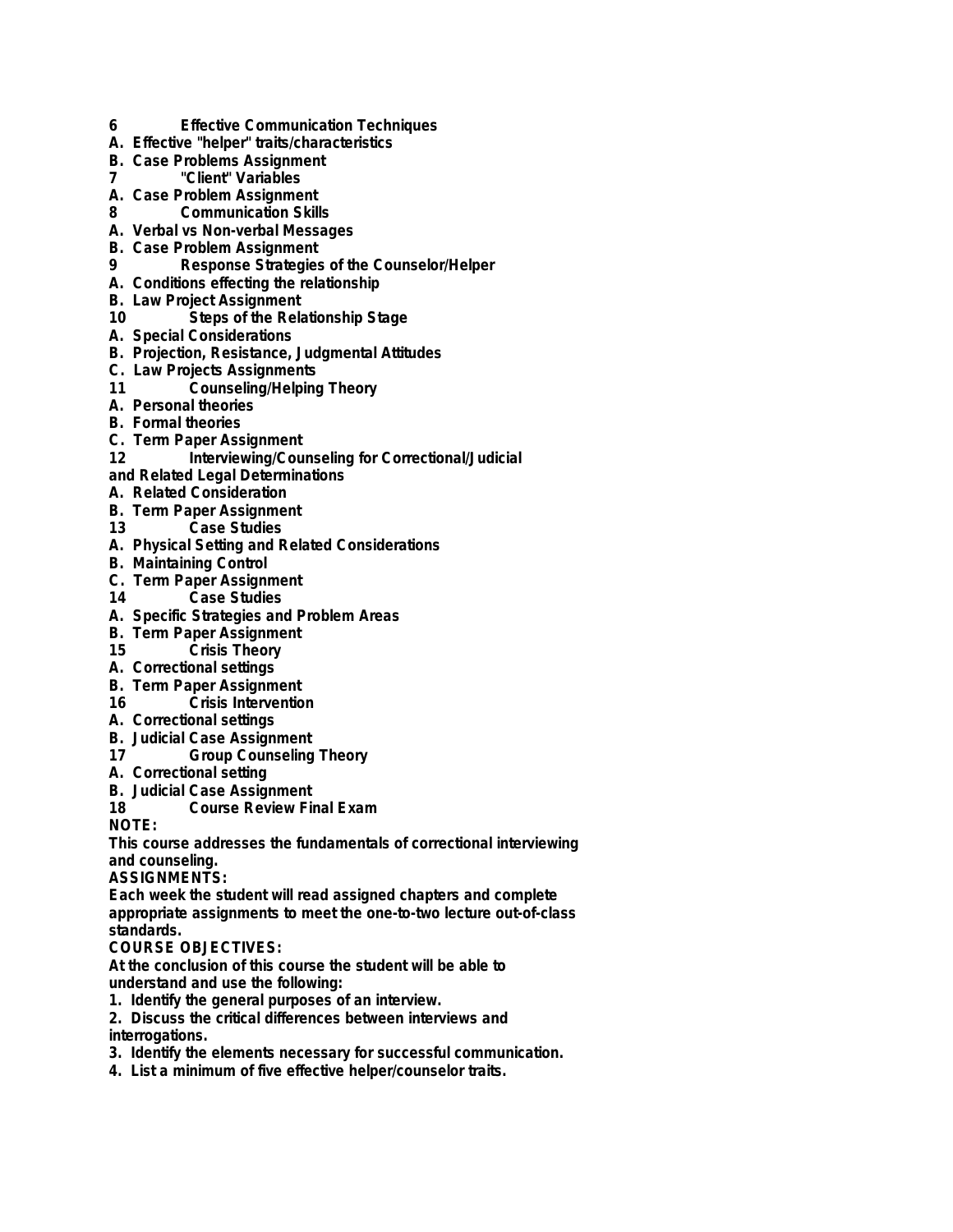**6 Effective Communication Techniques**

**A. Effective "helper" traits/characteristics**

**B. Case Problems Assignment**

**7 "Client" Variables**

**A. Case Problem Assignment**

**8 Communication Skills**

**A. Verbal vs Non-verbal Messages**

**B. Case Problem Assignment**

**9 Response Strategies of the Counselor/Helper**

**A. Conditions effecting the relationship**

**B. Law Project Assignment**

**10 Steps of the Relationship Stage**

**A. Special Considerations**

**B. Projection, Resistance, Judgmental Attitudes**

**C. Law Projects Assignments**

**11 Counseling/Helping Theory**

**A. Personal theories**

**B. Formal theories**

**C. Term Paper Assignment**

**12 Interviewing/Counseling for Correctional/Judicial and Related Legal Determinations**

**A. Related Consideration**

**B. Term Paper Assignment**

**13 Case Studies**

**A. Physical Setting and Related Considerations**

**B. Maintaining Control**

**C. Term Paper Assignment**

**14 Case Studies**

**A. Specific Strategies and Problem Areas**

**B. Term Paper Assignment**

**15 Crisis Theory**

**A. Correctional settings**

**B. Term Paper Assignment**

**16 Crisis Intervention**

**A. Correctional settings**

**B. Judicial Case Assignment**

**17 Group Counseling Theory**

**A. Correctional setting**

**B. Judicial Case Assignment**

**18 Course Review Final Exam**

**NOTE:**

**This course addresses the fundamentals of correctional interviewing and counseling.**

**ASSIGNMENTS:**

**Each week the student will read assigned chapters and complete appropriate assignments to meet the one-to-two lecture out-of-class standards.**

**COURSE OBJECTIVES:**

**At the conclusion of this course the student will be able to understand and use the following:**

1. **Identify the general purposes of an interview.**
2. **Discuss the critical differences between interviews and interrogations.**
3. **Identify the elements necessary for successful communication.**
4. **List a minimum of five effective helper/counselor traits.**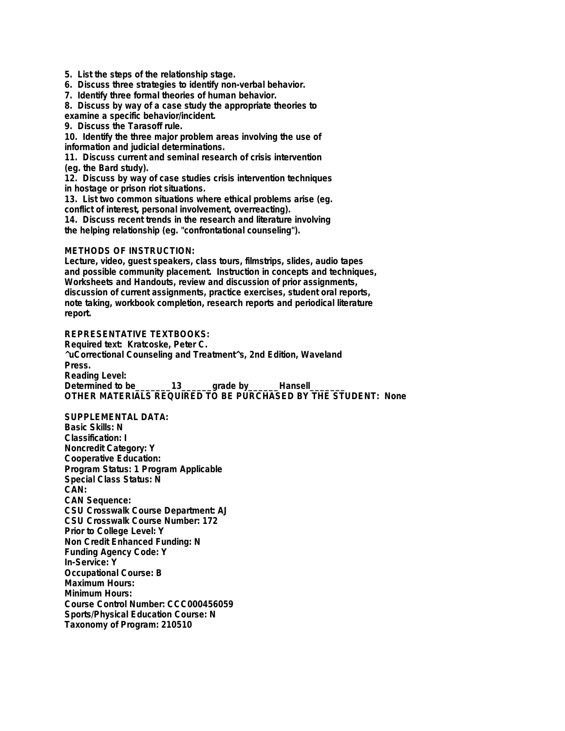5. List the steps of the relationship stage.
6. Discuss three strategies to identify non-verbal behavior.
7. Identify three formal theories of human behavior.
8. Discuss by way of a case study the appropriate theories to examine a specific behavior/incident.
9. Discuss the Tarasoff rule.
10. Identify the three major problem areas involving the use of information and judicial determinations.
11. Discuss current and seminal research of crisis intervention (eg. the Bard study).
12. Discuss by way of case studies crisis intervention techniques in hostage or prison riot situations.
13. List two common situations where ethical problems arise (eg. conflict of interest, personal involvement, overreacting).
14. Discuss recent trends in the research and literature involving the helping relationship (eg. "confrontational counseling").

**METHODS OF INSTRUCTION:**
Lecture, video, guest speakers, class tours, filmstrips, slides, audio tapes and possible community placement. Instruction in concepts and techniques, Worksheets and Handouts, review and discussion of prior assignments, discussion of current assignments, practice exercises, student oral reports, note taking, workbook completion, research reports and periodical literature report.

**REPRESENTATIVE TEXTBOOKS:**
Required text: Kratcoske, Peter C.
^uCorrectional Counseling and Treatment^s, 2nd Edition, Waveland Press.
Reading Level:
Determined to be_______13______grade by______Hansell______
**OTHER MATERIALS REQUIRED TO BE PURCHASED BY THE STUDENT: None**

**SUPPLEMENTAL DATA:**
Basic Skills: N
Classification: I
Noncredit Category: Y
Cooperative Education:
Program Status: 1 Program Applicable
Special Class Status: N
CAN:
CAN Sequence:
CSU Crosswalk Course Department: AJ
CSU Crosswalk Course Number: 172
Prior to College Level: Y
Non Credit Enhanced Funding: N
Funding Agency Code: Y
In-Service: Y
Occupational Course: B
Maximum Hours:
Minimum Hours:
Course Control Number: CCC000456059
Sports/Physical Education Course: N
Taxonomy of Program: 210510